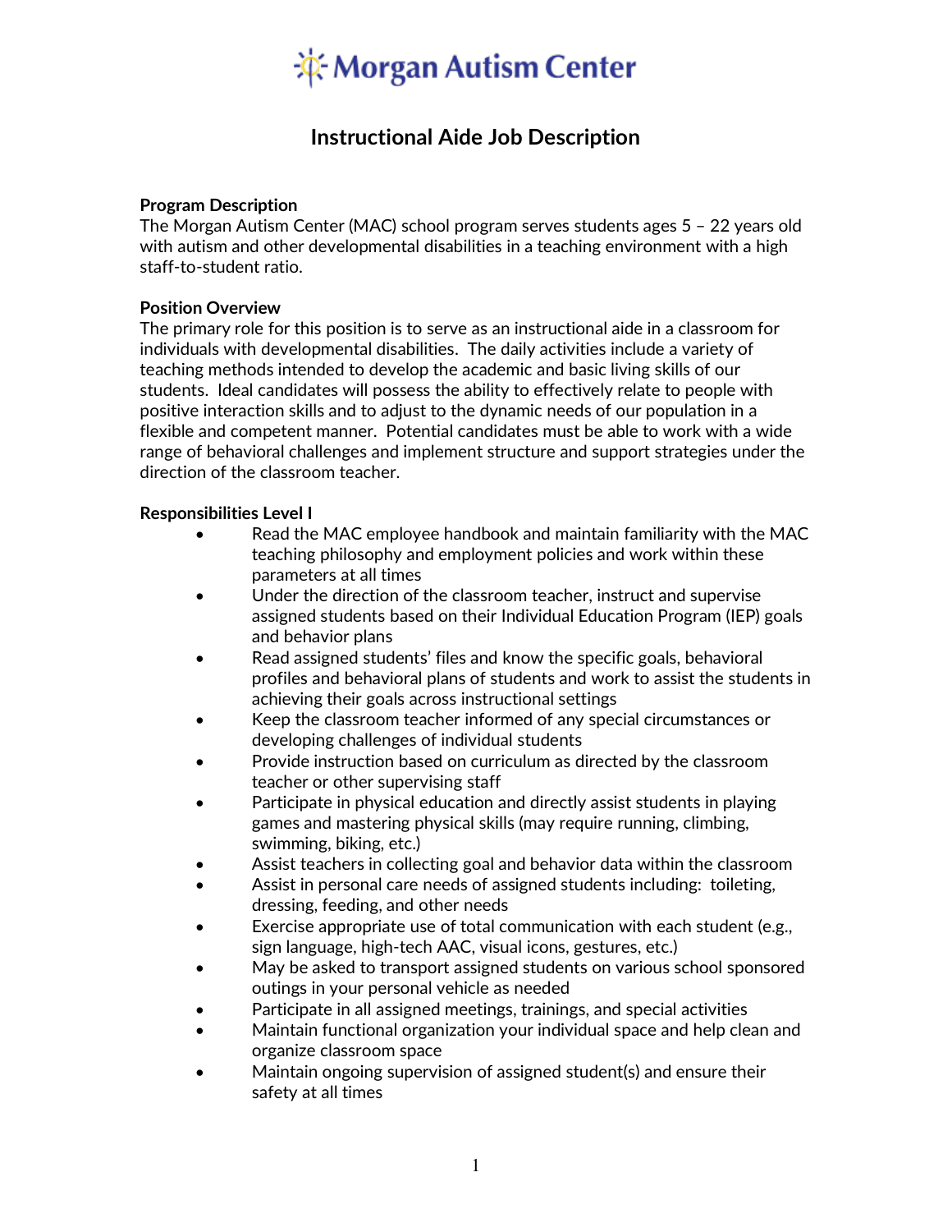# Morgan Autism Center

## Instructional Aide Job Description

**Program Description**
The Morgan Autism Center (MAC) school program serves students ages 5 – 22 years old with autism and other developmental disabilities in a teaching environment with a high staff-to-student ratio.

**Position Overview**
The primary role for this position is to serve as an instructional aide in a classroom for individuals with developmental disabilities. The daily activities include a variety of teaching methods intended to develop the academic and basic living skills of our students. Ideal candidates will possess the ability to effectively relate to people with positive interaction skills and to adjust to the dynamic needs of our population in a flexible and competent manner. Potential candidates must be able to work with a wide range of behavioral challenges and implement structure and support strategies under the direction of the classroom teacher.

**Responsibilities Level I**

- Read the MAC employee handbook and maintain familiarity with the MAC teaching philosophy and employment policies and work within these parameters at all times
- Under the direction of the classroom teacher, instruct and supervise assigned students based on their Individual Education Program (IEP) goals and behavior plans
- Read assigned students' files and know the specific goals, behavioral profiles and behavioral plans of students and work to assist the students in achieving their goals across instructional settings
- Keep the classroom teacher informed of any special circumstances or developing challenges of individual students
- Provide instruction based on curriculum as directed by the classroom teacher or other supervising staff
- Participate in physical education and directly assist students in playing games and mastering physical skills (may require running, climbing, swimming, biking, etc.)
- Assist teachers in collecting goal and behavior data within the classroom
- Assist in personal care needs of assigned students including: toileting, dressing, feeding, and other needs
- Exercise appropriate use of total communication with each student (e.g., sign language, high-tech AAC, visual icons, gestures, etc.)
- May be asked to transport assigned students on various school sponsored outings in your personal vehicle as needed
- Participate in all assigned meetings, trainings, and special activities
- Maintain functional organization your individual space and help clean and organize classroom space
- Maintain ongoing supervision of assigned student(s) and ensure their safety at all times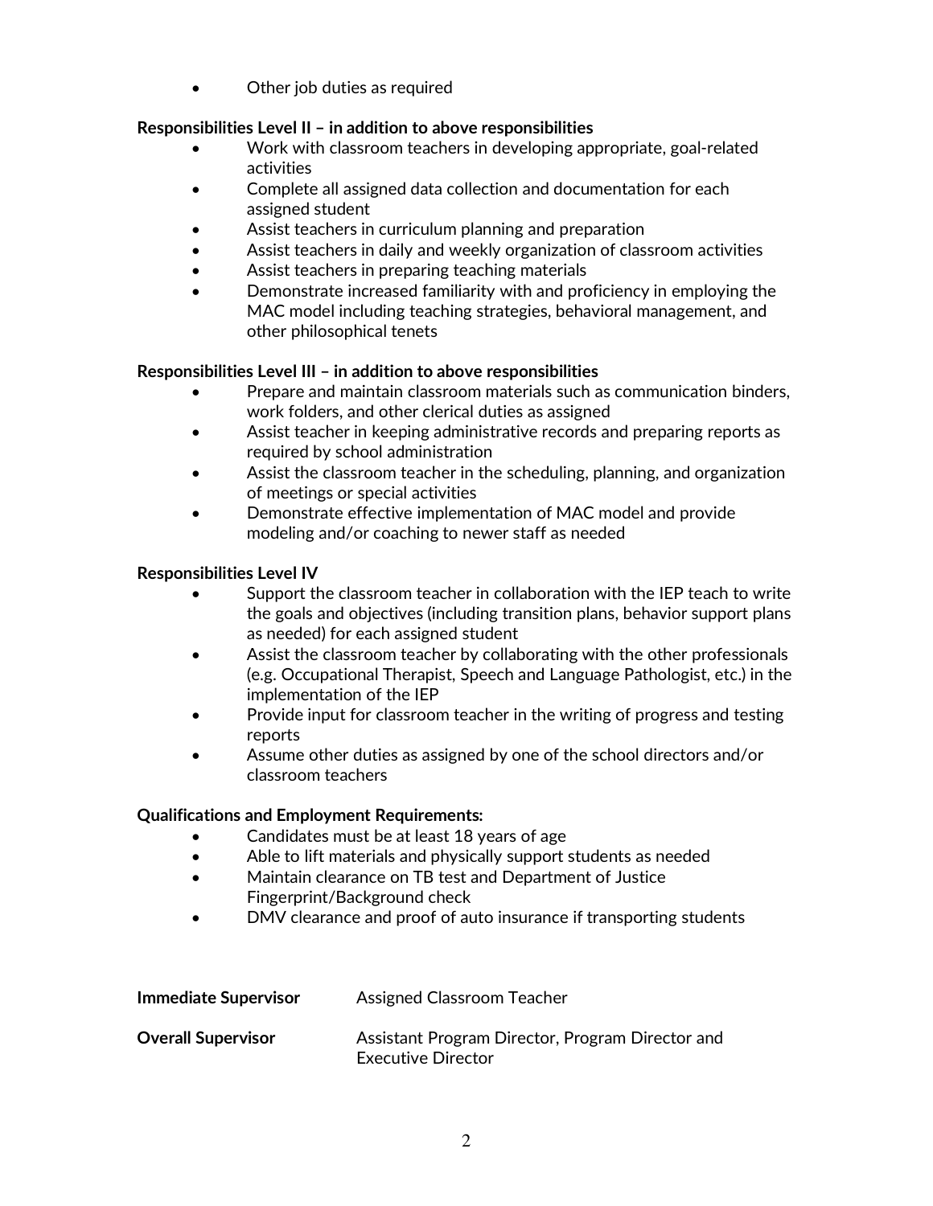- Other job duties as required

**Responsibilities Level II – in addition to above responsibilities**

- Work with classroom teachers in developing appropriate, goal-related activities
- Complete all assigned data collection and documentation for each assigned student
- Assist teachers in curriculum planning and preparation
- Assist teachers in daily and weekly organization of classroom activities
- Assist teachers in preparing teaching materials
- Demonstrate increased familiarity with and proficiency in employing the MAC model including teaching strategies, behavioral management, and other philosophical tenets

**Responsibilities Level III – in addition to above responsibilities**

- Prepare and maintain classroom materials such as communication binders, work folders, and other clerical duties as assigned
- Assist teacher in keeping administrative records and preparing reports as required by school administration
- Assist the classroom teacher in the scheduling, planning, and organization of meetings or special activities
- Demonstrate effective implementation of MAC model and provide modeling and/or coaching to newer staff as needed

**Responsibilities Level IV**

- Support the classroom teacher in collaboration with the IEP teach to write the goals and objectives (including transition plans, behavior support plans as needed) for each assigned student
- Assist the classroom teacher by collaborating with the other professionals (e.g. Occupational Therapist, Speech and Language Pathologist, etc.) in the implementation of the IEP
- Provide input for classroom teacher in the writing of progress and testing reports
- Assume other duties as assigned by one of the school directors and/or classroom teachers

**Qualifications and Employment Requirements:**

- Candidates must be at least 18 years of age
- Able to lift materials and physically support students as needed
- Maintain clearance on TB test and Department of Justice Fingerprint/Background check
- DMV clearance and proof of auto insurance if transporting students

**Immediate Supervisor** Assigned Classroom Teacher

**Overall Supervisor** Assistant Program Director, Program Director and Executive Director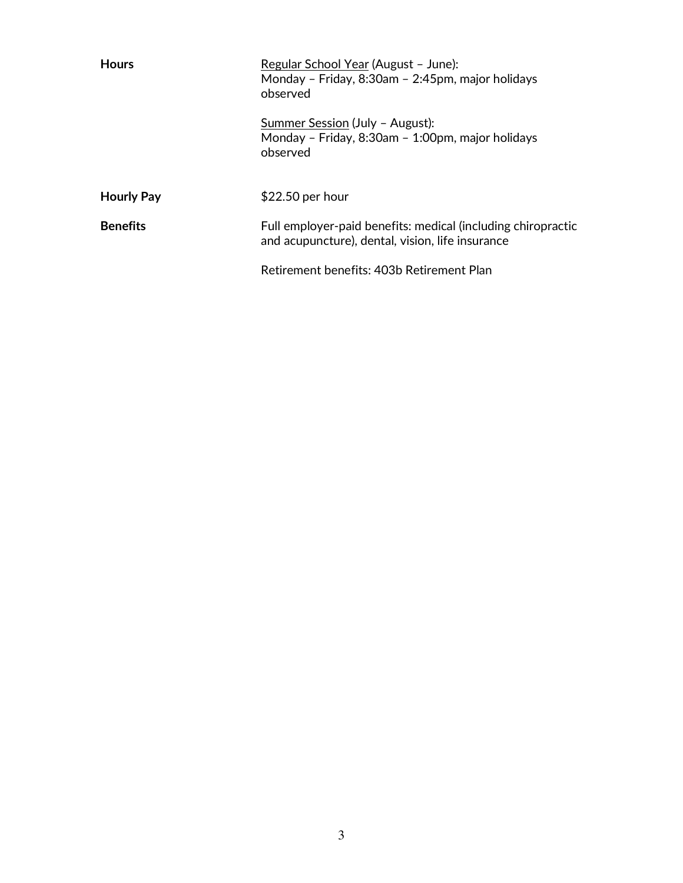| | |
|---|---|
| **Hours** | Regular School Year (August – June):<br>Monday – Friday, 8:30am – 2:45pm, major holidays observed<br><br>Summer Session (July – August):<br>Monday – Friday, 8:30am – 1:00pm, major holidays observed |
| **Hourly Pay** | $22.50 per hour |
| **Benefits** | Full employer-paid benefits: medical (including chiropractic and acupuncture), dental, vision, life insurance<br><br>Retirement benefits: 403b Retirement Plan |